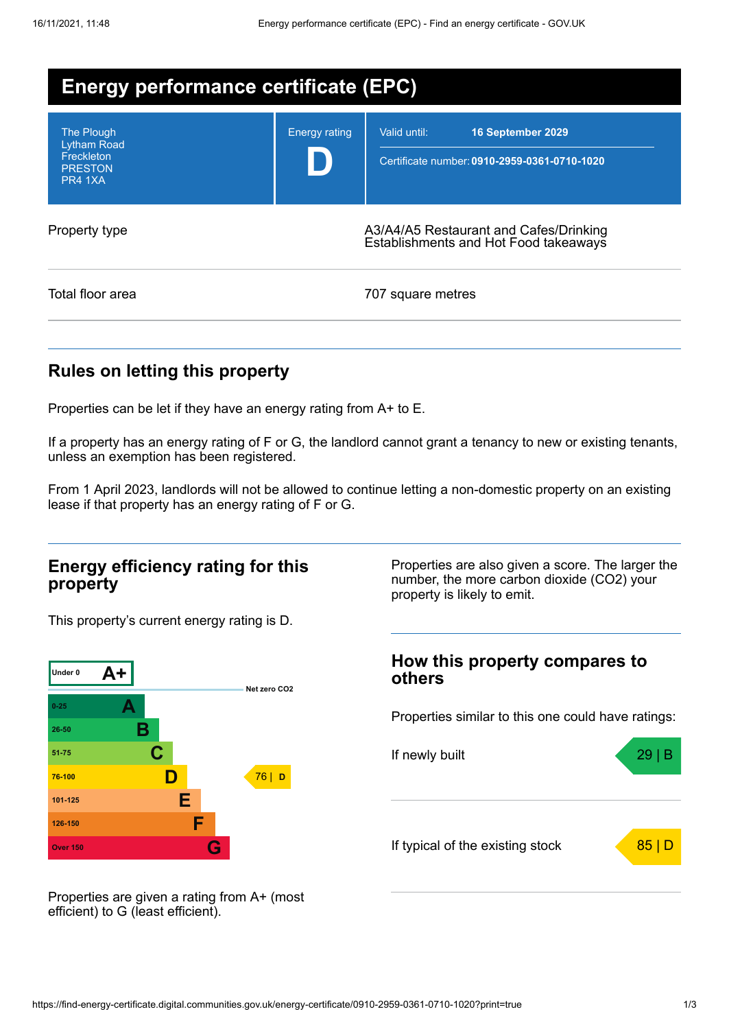# Energy performance certificate (EPC)

The Plough
Lytham Road
Freckleton
PRESTON
PR4 1XA

Energy rating
**D**

Valid until: **16 September 2029**

Certificate number: **0910-2959-0361-0710-1020**

| | |
|---|---|
| Property type | A3/A4/A5 Restaurant and Cafes/Drinking Establishments and Hot Food takeaways |
| Total floor area | 707 square metres |

## Rules on letting this property

Properties can be let if they have an energy rating from A+ to E.

If a property has an energy rating of F or G, the landlord cannot grant a tenancy to new or existing tenants, unless an exemption has been registered.

From 1 April 2023, landlords will not be allowed to continue letting a non-domestic property on an existing lease if that property has an energy rating of F or G.

## Energy efficiency rating for this property

This property's current energy rating is D.

Under 0 A+
Net zero CO2
0-25 A
26-50 B
51-75 C
76-100 D
101-125 E
126-150 F
Over 150 G
76 | D

Properties are given a rating from A+ (most efficient) to G (least efficient).

Properties are also given a score. The larger the number, the more carbon dioxide (CO2) your property is likely to emit.

## How this property compares to others

Properties similar to this one could have ratings:

If newly built: 29 | B

If typical of the existing stock: 85 | D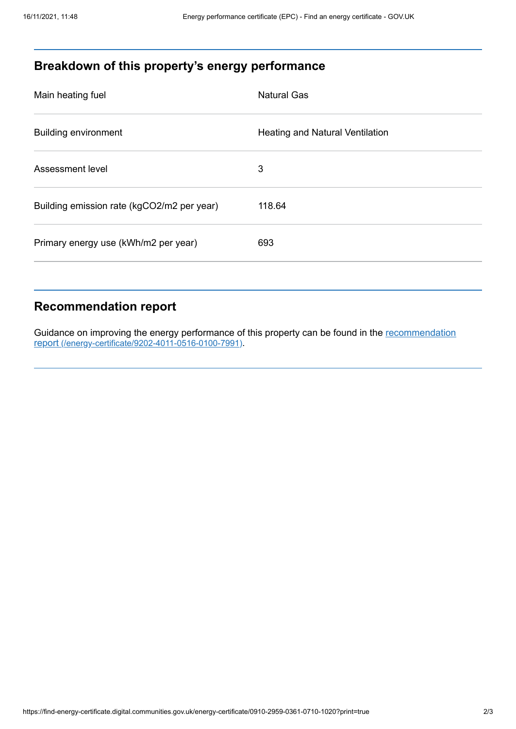## Breakdown of this property's energy performance

| | |
|---|---|
| Main heating fuel | Natural Gas |
| Building environment | Heating and Natural Ventilation |
| Assessment level | 3 |
| Building emission rate (kgCO2/m2 per year) | 118.64 |
| Primary energy use (kWh/m2 per year) | 693 |

## Recommendation report

Guidance on improving the energy performance of this property can be found in the [recommendation report (/energy-certificate/9202-4011-0516-0100-7991)](/energy-certificate/9202-4011-0516-0100-7991).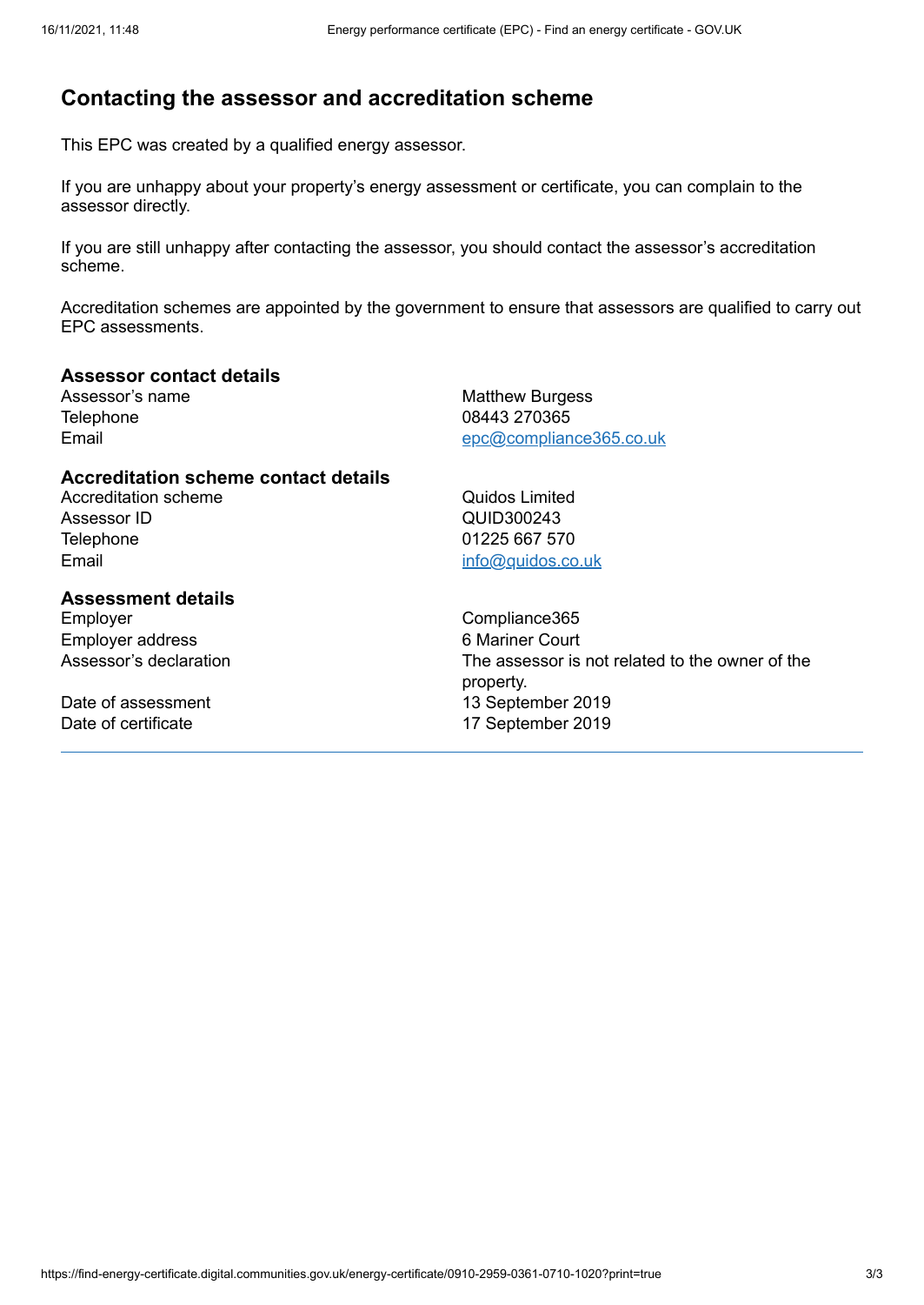## Contacting the assessor and accreditation scheme

This EPC was created by a qualified energy assessor.

If you are unhappy about your property's energy assessment or certificate, you can complain to the assessor directly.

If you are still unhappy after contacting the assessor, you should contact the assessor's accreditation scheme.

Accreditation schemes are appointed by the government to ensure that assessors are qualified to carry out EPC assessments.

### Assessor contact details

| | |
|---|---|
| Assessor's name | Matthew Burgess |
| Telephone | 08443 270365 |
| Email | epc@compliance365.co.uk |

### Accreditation scheme contact details

| | |
|---|---|
| Accreditation scheme | Quidos Limited |
| Assessor ID | QUID300243 |
| Telephone | 01225 667 570 |
| Email | info@quidos.co.uk |

### Assessment details

| | |
|---|---|
| Employer | Compliance365 |
| Employer address | 6 Mariner Court |
| Assessor's declaration | The assessor is not related to the owner of the property. |
| Date of assessment | 13 September 2019 |
| Date of certificate | 17 September 2019 |